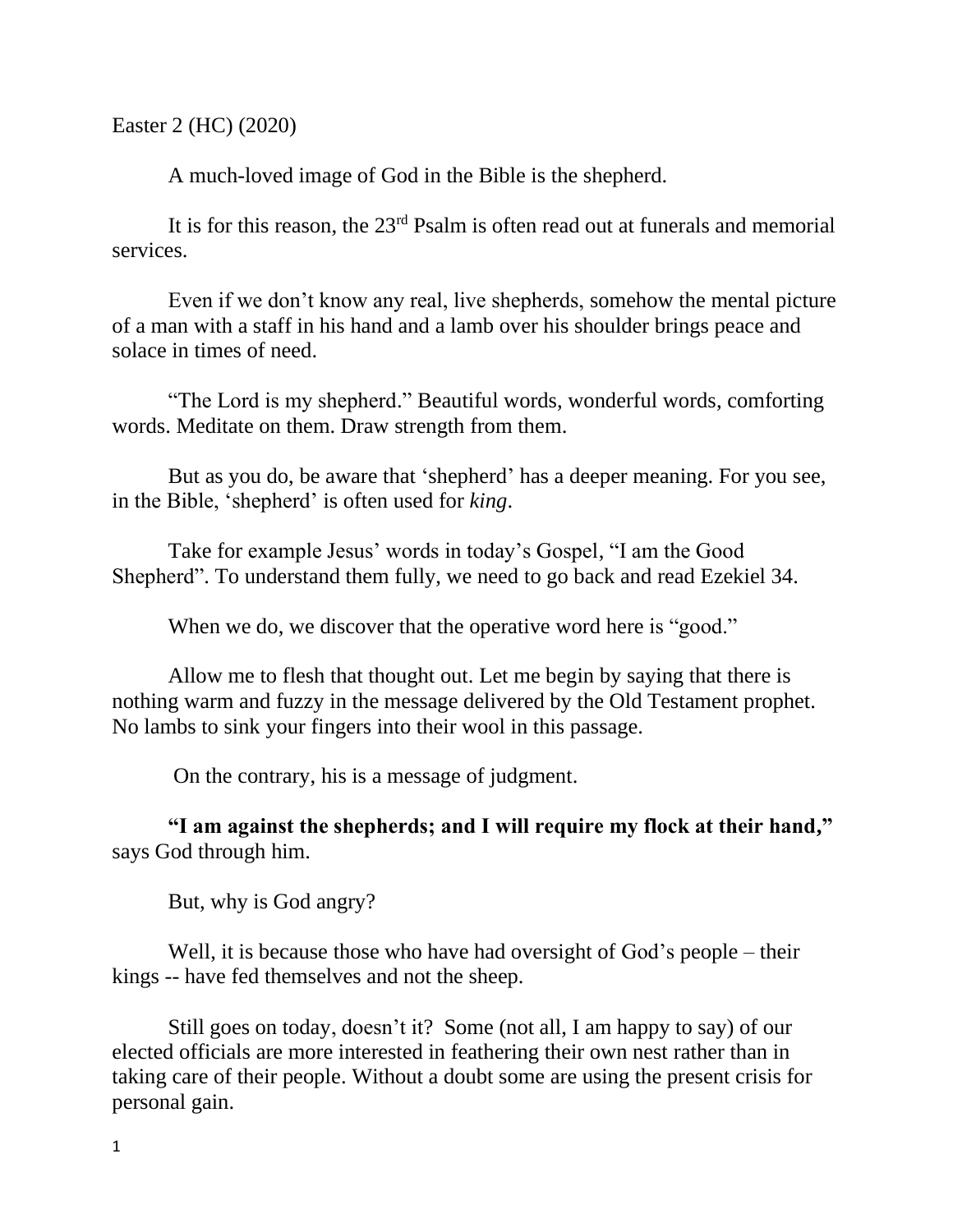Easter 2 (HC) (2020)

A much-loved image of God in the Bible is the shepherd.

It is for this reason, the 23rd Psalm is often read out at funerals and memorial services.

Even if we don't know any real, live shepherds, somehow the mental picture of a man with a staff in his hand and a lamb over his shoulder brings peace and solace in times of need.

"The Lord is my shepherd." Beautiful words, wonderful words, comforting words. Meditate on them. Draw strength from them.

But as you do, be aware that 'shepherd' has a deeper meaning. For you see, in the Bible, 'shepherd' is often used for *king*.

Take for example Jesus' words in today's Gospel, "I am the Good Shepherd". To understand them fully, we need to go back and read Ezekiel 34.

When we do, we discover that the operative word here is "good."

Allow me to flesh that thought out. Let me begin by saying that there is nothing warm and fuzzy in the message delivered by the Old Testament prophet. No lambs to sink your fingers into their wool in this passage.

On the contrary, his is a message of judgment.

**"I am against the shepherds; and I will require my flock at their hand,"** says God through him.

But, why is God angry?

Well, it is because those who have had oversight of God's people – their kings -- have fed themselves and not the sheep.

Still goes on today, doesn't it? Some (not all, I am happy to say) of our elected officials are more interested in feathering their own nest rather than in taking care of their people. Without a doubt some are using the present crisis for personal gain.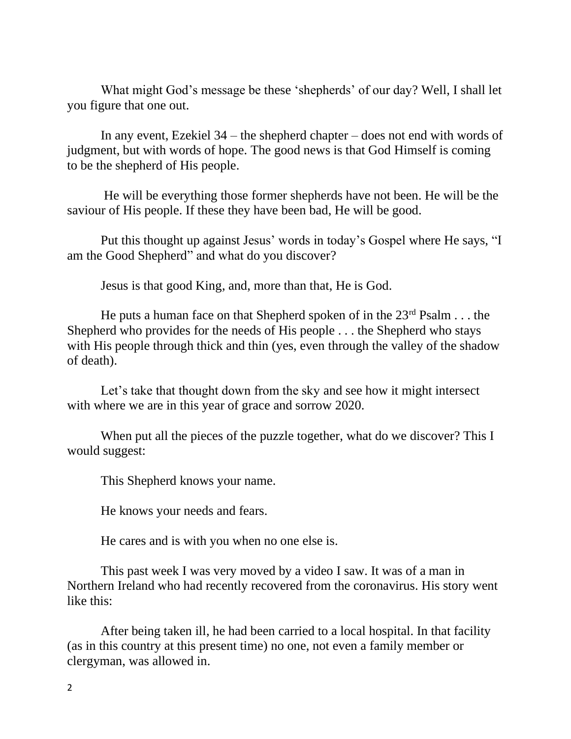What might God's message be these 'shepherds' of our day? Well, I shall let you figure that one out.

In any event, Ezekiel 34 – the shepherd chapter – does not end with words of judgment, but with words of hope. The good news is that God Himself is coming to be the shepherd of His people.

He will be everything those former shepherds have not been. He will be the saviour of His people. If these they have been bad, He will be good.

Put this thought up against Jesus' words in today's Gospel where He says, "I am the Good Shepherd" and what do you discover?

Jesus is that good King, and, more than that, He is God.

He puts a human face on that Shepherd spoken of in the 23rd Psalm . . . the Shepherd who provides for the needs of His people . . . the Shepherd who stays with His people through thick and thin (yes, even through the valley of the shadow of death).

Let's take that thought down from the sky and see how it might intersect with where we are in this year of grace and sorrow 2020.

When put all the pieces of the puzzle together, what do we discover? This I would suggest:

This Shepherd knows your name.

He knows your needs and fears.

He cares and is with you when no one else is.

This past week I was very moved by a video I saw. It was of a man in Northern Ireland who had recently recovered from the coronavirus. His story went like this:

After being taken ill, he had been carried to a local hospital. In that facility (as in this country at this present time) no one, not even a family member or clergyman, was allowed in.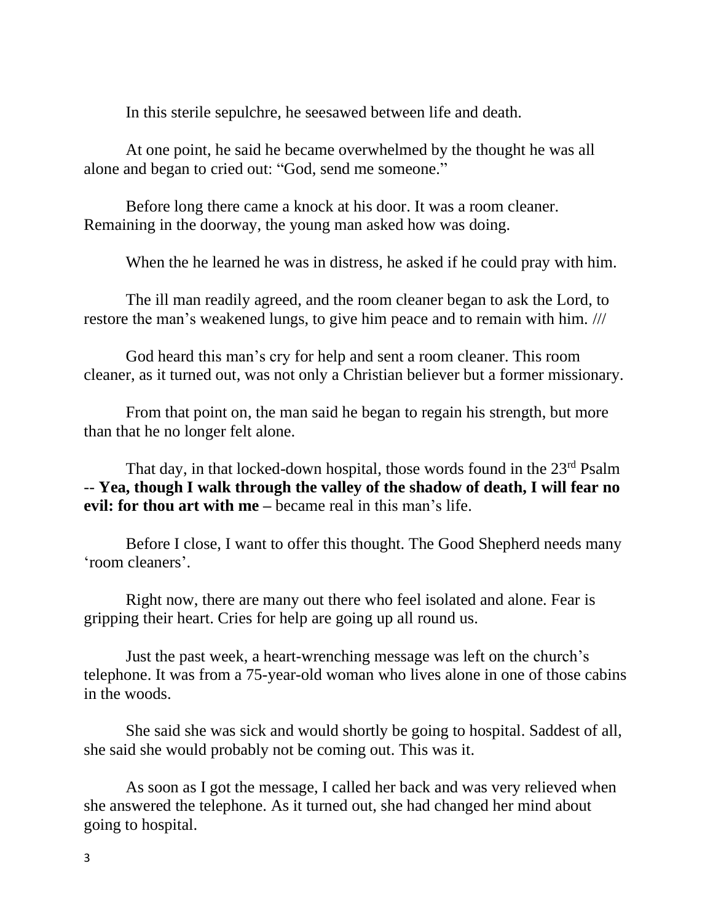In this sterile sepulchre, he seesawed between life and death.

At one point, he said he became overwhelmed by the thought he was all alone and began to cried out: “God, send me someone.”

Before long there came a knock at his door. It was a room cleaner. Remaining in the doorway, the young man asked how was doing.

When the he learned he was in distress, he asked if he could pray with him.

The ill man readily agreed, and the room cleaner began to ask the Lord, to restore the man’s weakened lungs, to give him peace and to remain with him. ///

God heard this man’s cry for help and sent a room cleaner. This room cleaner, as it turned out, was not only a Christian believer but a former missionary.

From that point on, the man said he began to regain his strength, but more than that he no longer felt alone.

That day, in that locked-down hospital, those words found in the 23rd Psalm -- **Yea, though I walk through the valley of the shadow of death, I will fear no evil: for thou art with me –** became real in this man’s life.

Before I close, I want to offer this thought. The Good Shepherd needs many ‘room cleaners’.

Right now, there are many out there who feel isolated and alone. Fear is gripping their heart. Cries for help are going up all round us.

Just the past week, a heart-wrenching message was left on the church’s telephone. It was from a 75-year-old woman who lives alone in one of those cabins in the woods.

She said she was sick and would shortly be going to hospital. Saddest of all, she said she would probably not be coming out. This was it.

As soon as I got the message, I called her back and was very relieved when she answered the telephone. As it turned out, she had changed her mind about going to hospital.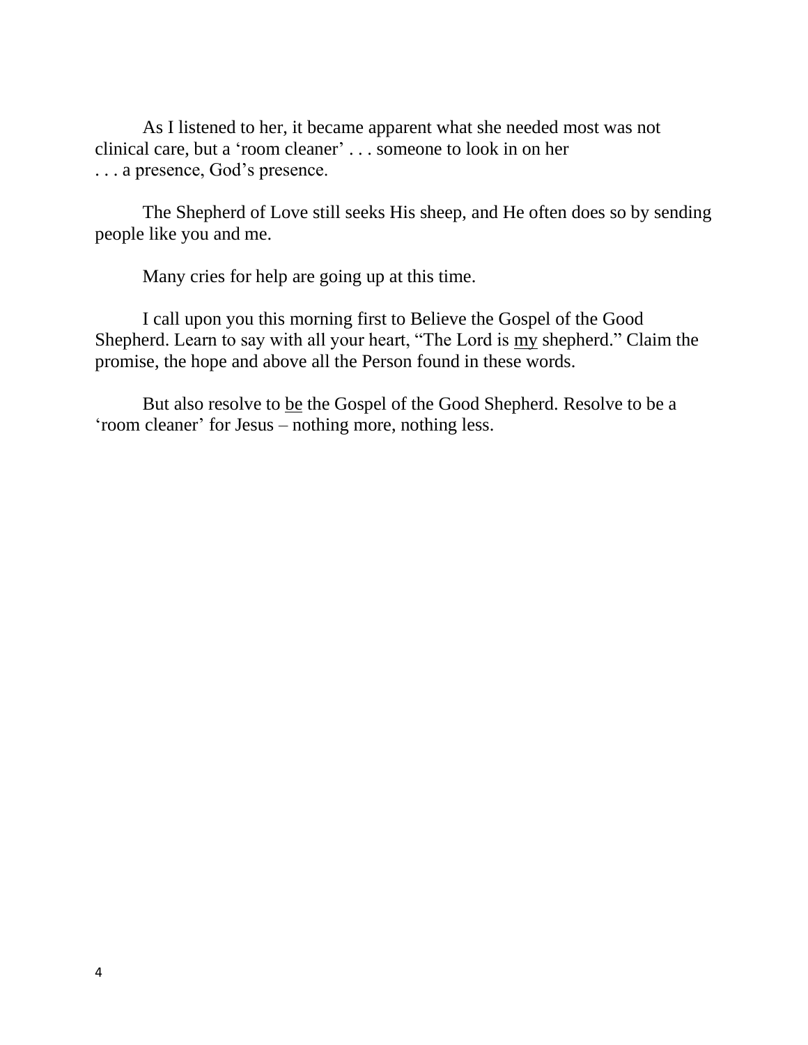As I listened to her, it became apparent what she needed most was not clinical care, but a 'room cleaner' . . . someone to look in on her . . . a presence, God's presence.

The Shepherd of Love still seeks His sheep, and He often does so by sending people like you and me.

Many cries for help are going up at this time.

I call upon you this morning first to Believe the Gospel of the Good Shepherd. Learn to say with all your heart, "The Lord is <u>my</u> shepherd." Claim the promise, the hope and above all the Person found in these words.

But also resolve to <u>be</u> the Gospel of the Good Shepherd. Resolve to be a 'room cleaner' for Jesus – nothing more, nothing less.